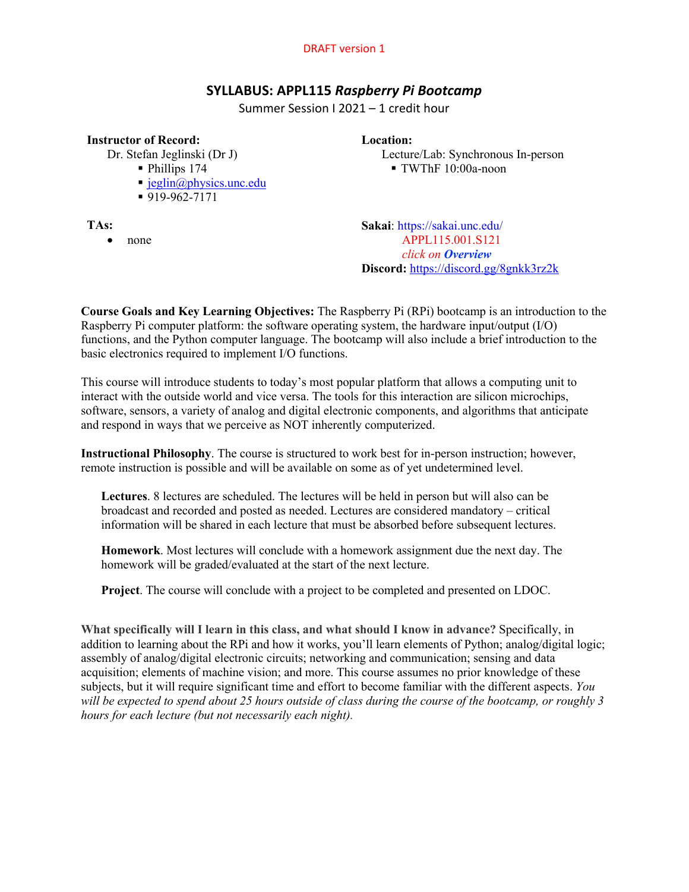DRAFT version 1

# SYLLABUS: APPL115 *Raspberry Pi Bootcamp*

Summer Session I 2021 – 1 credit hour

**Instructor of Record:**

Dr. Stefan Jeglinski (Dr J)

- Phillips 174
- jeglin@physics.unc.edu
- 919-962-7171

**Location:**

Lecture/Lab: Synchronous In-person

- TWThF 10:00a-noon

**TAs:**

- none

**Sakai**: https://sakai.unc.edu/
APPL115.001.S121
*click on* ***Overview***

**Discord:** https://discord.gg/8gnkk3rz2k

**Course Goals and Key Learning Objectives:** The Raspberry Pi (RPi) bootcamp is an introduction to the Raspberry Pi computer platform: the software operating system, the hardware input/output (I/O) functions, and the Python computer language. The bootcamp will also include a brief introduction to the basic electronics required to implement I/O functions.

This course will introduce students to today's most popular platform that allows a computing unit to interact with the outside world and vice versa. The tools for this interaction are silicon microchips, software, sensors, a variety of analog and digital electronic components, and algorithms that anticipate and respond in ways that we perceive as NOT inherently computerized.

**Instructional Philosophy**. The course is structured to work best for in-person instruction; however, remote instruction is possible and will be available on some as of yet undetermined level.

**Lectures**. 8 lectures are scheduled. The lectures will be held in person but will also can be broadcast and recorded and posted as needed. Lectures are considered mandatory – critical information will be shared in each lecture that must be absorbed before subsequent lectures.

**Homework**. Most lectures will conclude with a homework assignment due the next day. The homework will be graded/evaluated at the start of the next lecture.

**Project**. The course will conclude with a project to be completed and presented on LDOC.

**What specifically will I learn in this class, and what should I know in advance?** Specifically, in addition to learning about the RPi and how it works, you'll learn elements of Python; analog/digital logic; assembly of analog/digital electronic circuits; networking and communication; sensing and data acquisition; elements of machine vision; and more. This course assumes no prior knowledge of these subjects, but it will require significant time and effort to become familiar with the different aspects. *You will be expected to spend about 25 hours outside of class during the course of the bootcamp, or roughly 3 hours for each lecture (but not necessarily each night).*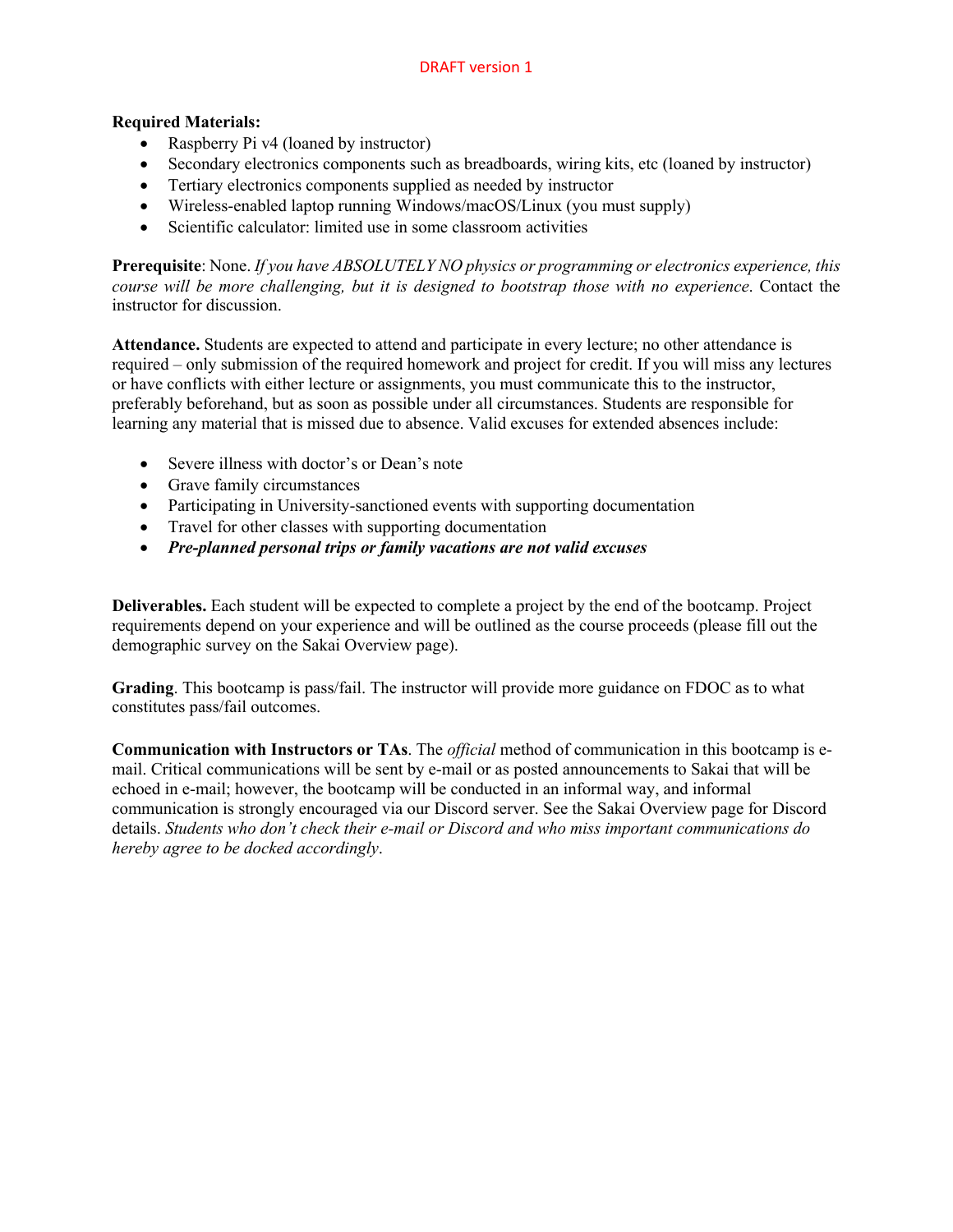DRAFT version 1

**Required Materials:**

- Raspberry Pi v4 (loaned by instructor)
- Secondary electronics components such as breadboards, wiring kits, etc (loaned by instructor)
- Tertiary electronics components supplied as needed by instructor
- Wireless-enabled laptop running Windows/macOS/Linux (you must supply)
- Scientific calculator: limited use in some classroom activities

**Prerequisite**: None. *If you have ABSOLUTELY NO physics or programming or electronics experience, this course will be more challenging, but it is designed to bootstrap those with no experience*. Contact the instructor for discussion.

**Attendance.** Students are expected to attend and participate in every lecture; no other attendance is required – only submission of the required homework and project for credit. If you will miss any lectures or have conflicts with either lecture or assignments, you must communicate this to the instructor, preferably beforehand, but as soon as possible under all circumstances. Students are responsible for learning any material that is missed due to absence. Valid excuses for extended absences include:

- Severe illness with doctor's or Dean's note
- Grave family circumstances
- Participating in University-sanctioned events with supporting documentation
- Travel for other classes with supporting documentation
- ***Pre-planned personal trips or family vacations are not valid excuses***

**Deliverables.** Each student will be expected to complete a project by the end of the bootcamp. Project requirements depend on your experience and will be outlined as the course proceeds (please fill out the demographic survey on the Sakai Overview page).

**Grading**. This bootcamp is pass/fail. The instructor will provide more guidance on FDOC as to what constitutes pass/fail outcomes.

**Communication with Instructors or TAs**. The *official* method of communication in this bootcamp is e-mail. Critical communications will be sent by e-mail or as posted announcements to Sakai that will be echoed in e-mail; however, the bootcamp will be conducted in an informal way, and informal communication is strongly encouraged via our Discord server. See the Sakai Overview page for Discord details. *Students who don't check their e-mail or Discord and who miss important communications do hereby agree to be docked accordingly*.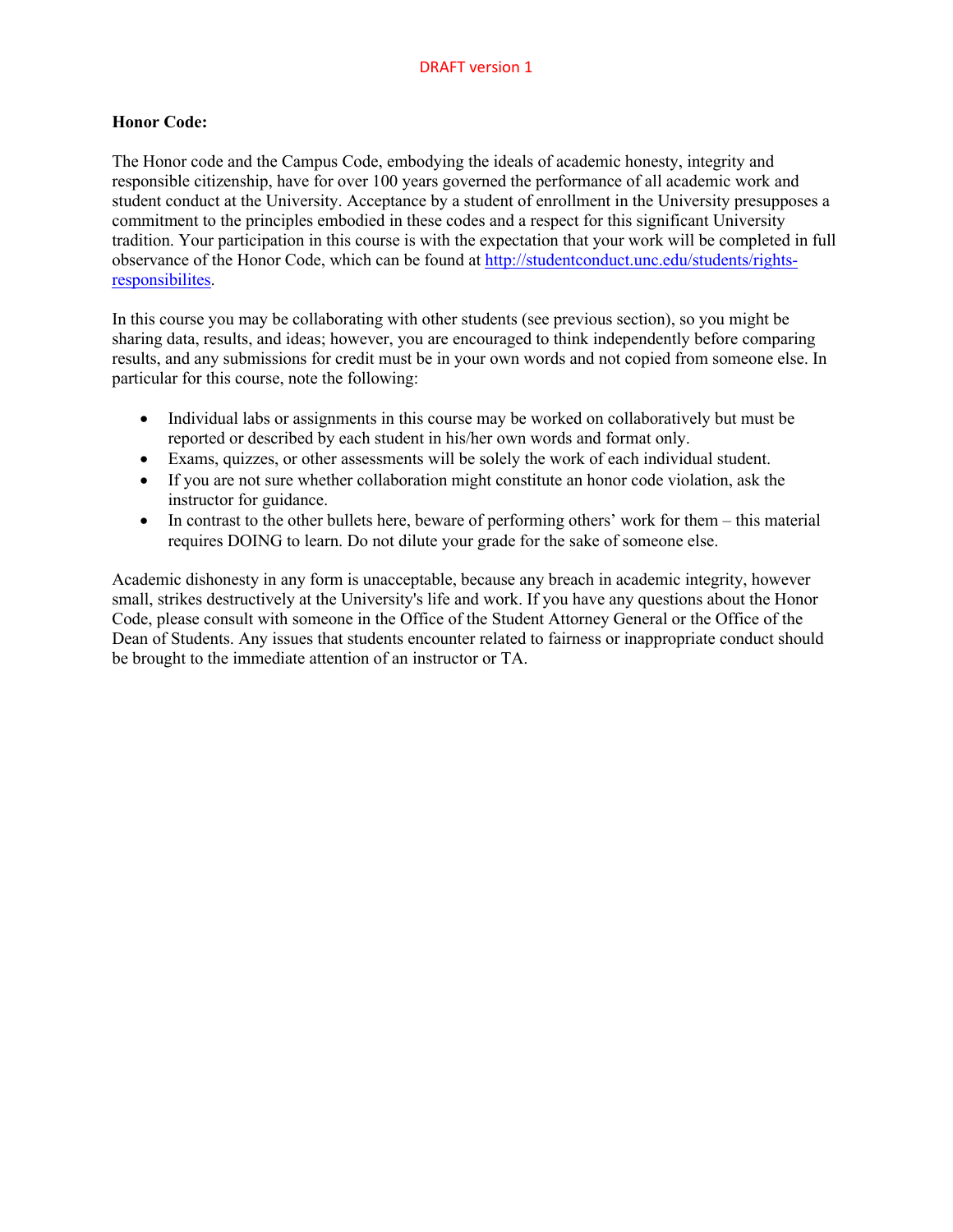DRAFT version 1

**Honor Code:**

The Honor code and the Campus Code, embodying the ideals of academic honesty, integrity and responsible citizenship, have for over 100 years governed the performance of all academic work and student conduct at the University. Acceptance by a student of enrollment in the University presupposes a commitment to the principles embodied in these codes and a respect for this significant University tradition. Your participation in this course is with the expectation that your work will be completed in full observance of the Honor Code, which can be found at [http://studentconduct.unc.edu/students/rights-responsibilites](http://studentconduct.unc.edu/students/rights-responsibilites).

In this course you may be collaborating with other students (see previous section), so you might be sharing data, results, and ideas; however, you are encouraged to think independently before comparing results, and any submissions for credit must be in your own words and not copied from someone else. In particular for this course, note the following:

- Individual labs or assignments in this course may be worked on collaboratively but must be reported or described by each student in his/her own words and format only.
- Exams, quizzes, or other assessments will be solely the work of each individual student.
- If you are not sure whether collaboration might constitute an honor code violation, ask the instructor for guidance.
- In contrast to the other bullets here, beware of performing others' work for them – this material requires DOING to learn. Do not dilute your grade for the sake of someone else.

Academic dishonesty in any form is unacceptable, because any breach in academic integrity, however small, strikes destructively at the University's life and work. If you have any questions about the Honor Code, please consult with someone in the Office of the Student Attorney General or the Office of the Dean of Students. Any issues that students encounter related to fairness or inappropriate conduct should be brought to the immediate attention of an instructor or TA.